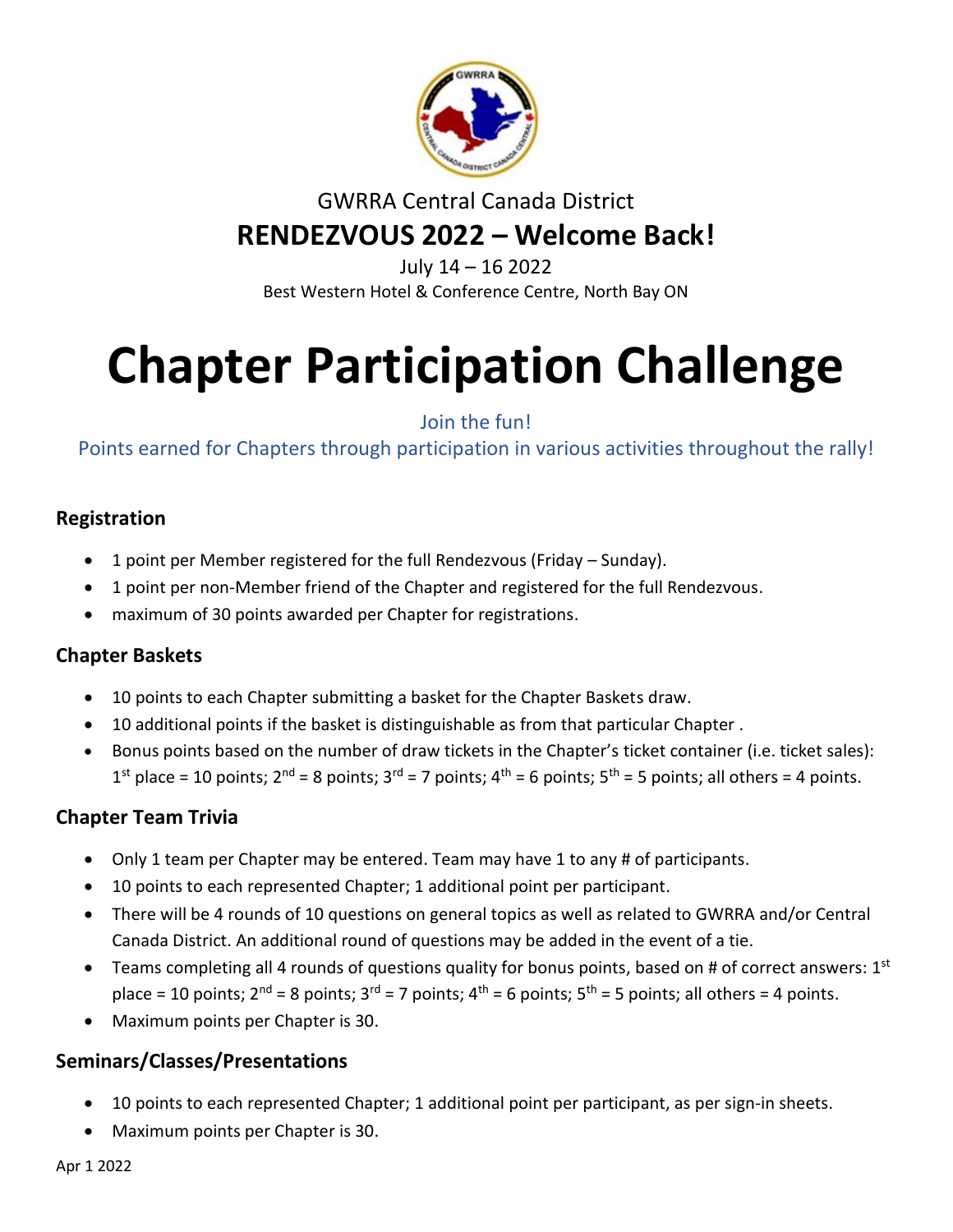GWRRA Central Canada District

## RENDEZVOUS 2022 – Welcome Back!

July 14 – 16 2022

Best Western Hotel & Conference Centre, North Bay ON

# Chapter Participation Challenge

Join the fun!

Points earned for Chapters through participation in various activities throughout the rally!

### Registration

- 1 point per Member registered for the full Rendezvous (Friday – Sunday).
- 1 point per non-Member friend of the Chapter and registered for the full Rendezvous.
- maximum of 30 points awarded per Chapter for registrations.

### Chapter Baskets

- 10 points to each Chapter submitting a basket for the Chapter Baskets draw.
- 10 additional points if the basket is distinguishable as from that particular Chapter .
- Bonus points based on the number of draw tickets in the Chapter's ticket container (i.e. ticket sales): 1st place = 10 points; 2nd = 8 points; 3rd = 7 points; 4th = 6 points; 5th = 5 points; all others = 4 points.

### Chapter Team Trivia

- Only 1 team per Chapter may be entered. Team may have 1 to any # of participants.
- 10 points to each represented Chapter; 1 additional point per participant.
- There will be 4 rounds of 10 questions on general topics as well as related to GWRRA and/or Central Canada District. An additional round of questions may be added in the event of a tie.
- Teams completing all 4 rounds of questions quality for bonus points, based on # of correct answers: 1st place = 10 points; 2nd = 8 points; 3rd = 7 points; 4th = 6 points; 5th = 5 points; all others = 4 points.
- Maximum points per Chapter is 30.

### Seminars/Classes/Presentations

- 10 points to each represented Chapter; 1 additional point per participant, as per sign-in sheets.
- Maximum points per Chapter is 30.

Apr 1 2022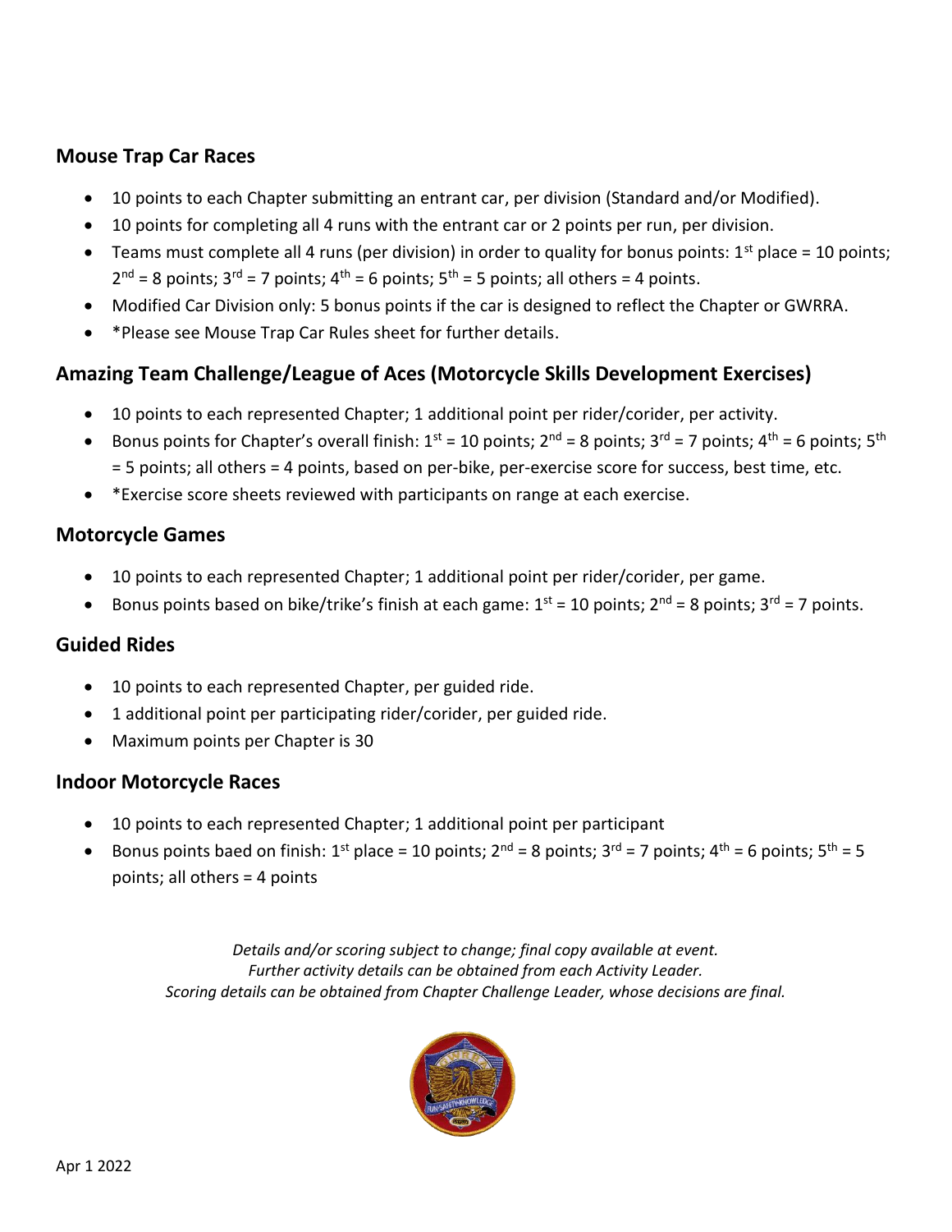## Mouse Trap Car Races

- 10 points to each Chapter submitting an entrant car, per division (Standard and/or Modified).
- 10 points for completing all 4 runs with the entrant car or 2 points per run, per division.
- Teams must complete all 4 runs (per division) in order to quality for bonus points: 1st place = 10 points; 2nd = 8 points; 3rd = 7 points; 4th = 6 points; 5th = 5 points; all others = 4 points.
- Modified Car Division only: 5 bonus points if the car is designed to reflect the Chapter or GWRRA.
- *Please see Mouse Trap Car Rules sheet for further details.

## Amazing Team Challenge/League of Aces (Motorcycle Skills Development Exercises)

- 10 points to each represented Chapter; 1 additional point per rider/corider, per activity.
- Bonus points for Chapter's overall finish: 1st = 10 points; 2nd = 8 points; 3rd = 7 points; 4th = 6 points; 5th = 5 points; all others = 4 points, based on per-bike, per-exercise score for success, best time, etc.
- *Exercise score sheets reviewed with participants on range at each exercise.

## Motorcycle Games

- 10 points to each represented Chapter; 1 additional point per rider/corider, per game.
- Bonus points based on bike/trike's finish at each game: 1st = 10 points; 2nd = 8 points; 3rd = 7 points.

## Guided Rides

- 10 points to each represented Chapter, per guided ride.
- 1 additional point per participating rider/corider, per guided ride.
- Maximum points per Chapter is 30

## Indoor Motorcycle Races

- 10 points to each represented Chapter; 1 additional point per participant
- Bonus points baed on finish: 1st place = 10 points; 2nd = 8 points; 3rd = 7 points; 4th = 6 points; 5th = 5 points; all others = 4 points

*Details and/or scoring subject to change; final copy available at event.*
*Further activity details can be obtained from each Activity Leader.*
*Scoring details can be obtained from Chapter Challenge Leader, whose decisions are final.*

Apr 1 2022